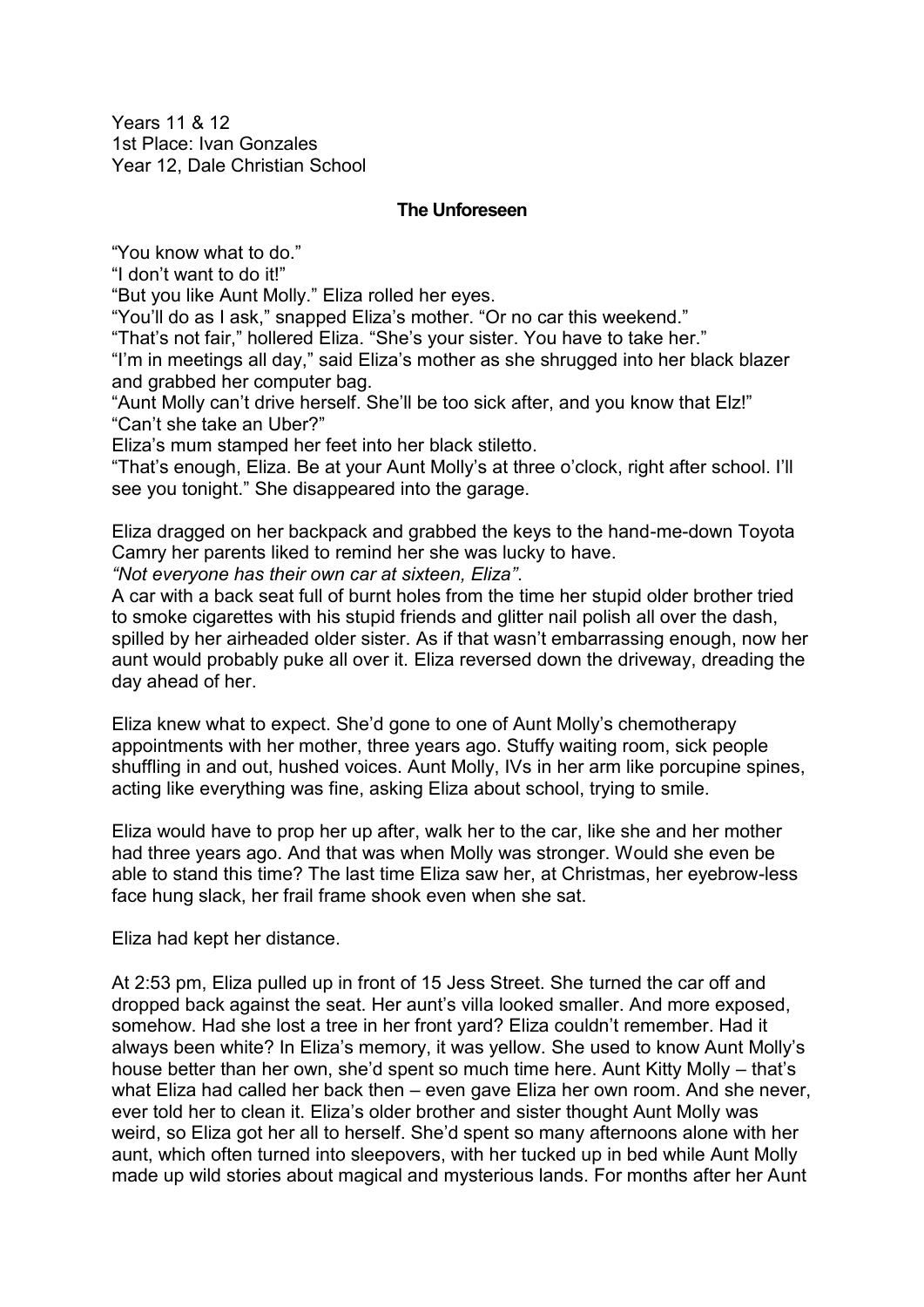Years 11 & 12
1st Place: Ivan Gonzales
Year 12, Dale Christian School

### **The Unforeseen**

"You know what to do."

"I don't want to do it!"

"But you like Aunt Molly." Eliza rolled her eyes.

"You'll do as I ask," snapped Eliza's mother. "Or no car this weekend."

"That's not fair," hollered Eliza. "She's your sister. You have to take her."

"I'm in meetings all day," said Eliza's mother as she shrugged into her black blazer and grabbed her computer bag.

"Aunt Molly can't drive herself. She'll be too sick after, and you know that Elz!"

"Can't she take an Uber?"

Eliza's mum stamped her feet into her black stiletto.

"That's enough, Eliza. Be at your Aunt Molly's at three o'clock, right after school. I'll see you tonight." She disappeared into the garage.

Eliza dragged on her backpack and grabbed the keys to the hand-me-down Toyota Camry her parents liked to remind her she was lucky to have.

*"Not everyone has their own car at sixteen, Eliza"*.

A car with a back seat full of burnt holes from the time her stupid older brother tried to smoke cigarettes with his stupid friends and glitter nail polish all over the dash, spilled by her airheaded older sister. As if that wasn't embarrassing enough, now her aunt would probably puke all over it. Eliza reversed down the driveway, dreading the day ahead of her.

Eliza knew what to expect. She'd gone to one of Aunt Molly's chemotherapy appointments with her mother, three years ago. Stuffy waiting room, sick people shuffling in and out, hushed voices. Aunt Molly, IVs in her arm like porcupine spines, acting like everything was fine, asking Eliza about school, trying to smile.

Eliza would have to prop her up after, walk her to the car, like she and her mother had three years ago. And that was when Molly was stronger. Would she even be able to stand this time? The last time Eliza saw her, at Christmas, her eyebrow-less face hung slack, her frail frame shook even when she sat.

Eliza had kept her distance.

At 2:53 pm, Eliza pulled up in front of 15 Jess Street. She turned the car off and dropped back against the seat. Her aunt's villa looked smaller. And more exposed, somehow. Had she lost a tree in her front yard? Eliza couldn't remember. Had it always been white? In Eliza's memory, it was yellow. She used to know Aunt Molly's house better than her own, she'd spent so much time here. Aunt Kitty Molly – that's what Eliza had called her back then – even gave Eliza her own room. And she never, ever told her to clean it. Eliza's older brother and sister thought Aunt Molly was weird, so Eliza got her all to herself. She'd spent so many afternoons alone with her aunt, which often turned into sleepovers, with her tucked up in bed while Aunt Molly made up wild stories about magical and mysterious lands. For months after her Aunt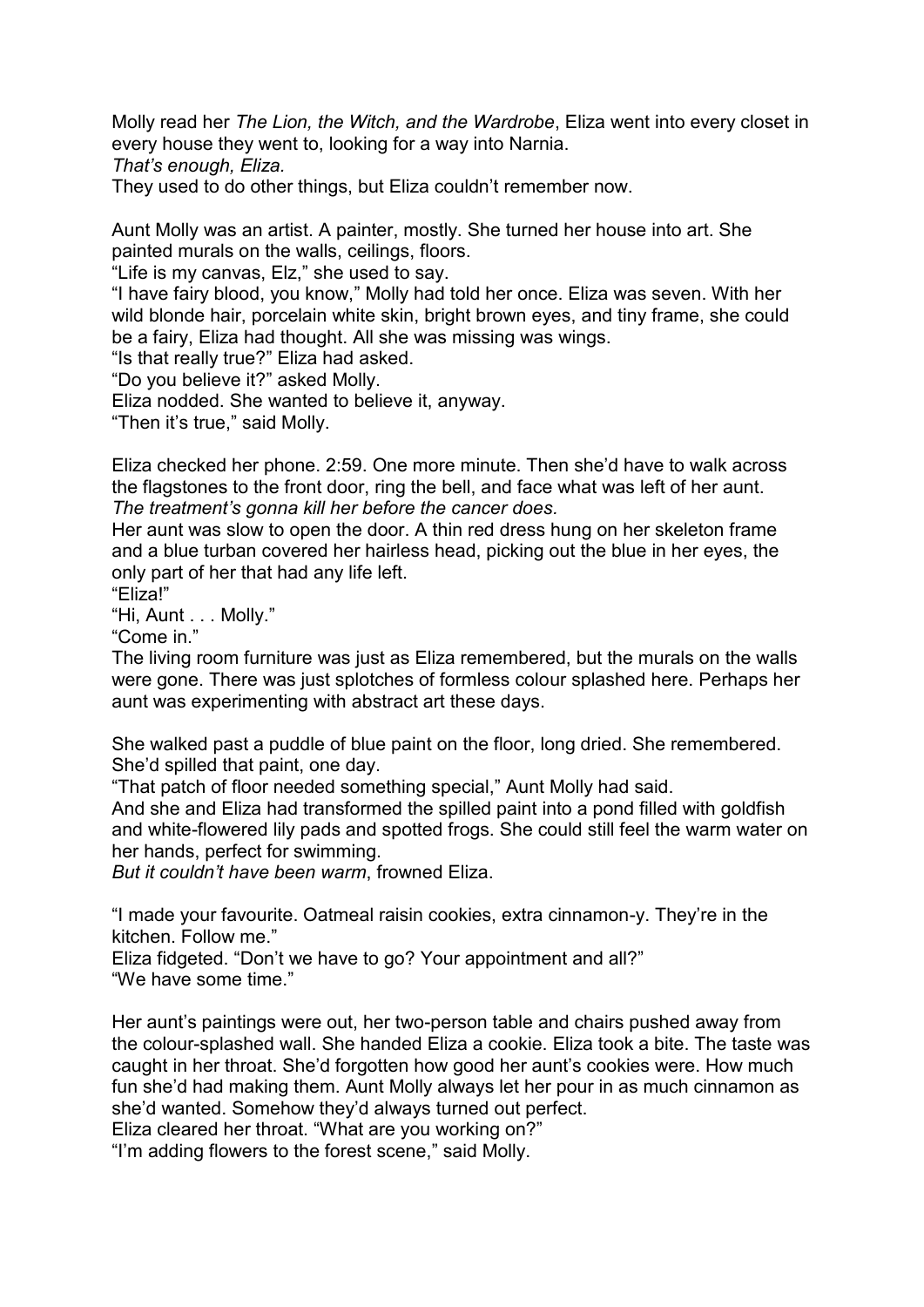Molly read her *The Lion, the Witch, and the Wardrobe*, Eliza went into every closet in every house they went to, looking for a way into Narnia.
*That's enough, Eliza.*
They used to do other things, but Eliza couldn't remember now.

Aunt Molly was an artist. A painter, mostly. She turned her house into art. She painted murals on the walls, ceilings, floors.
"Life is my canvas, Elz," she used to say.
"I have fairy blood, you know," Molly had told her once. Eliza was seven. With her wild blonde hair, porcelain white skin, bright brown eyes, and tiny frame, she could be a fairy, Eliza had thought. All she was missing was wings.
"Is that really true?" Eliza had asked.
"Do you believe it?" asked Molly.
Eliza nodded. She wanted to believe it, anyway.
"Then it's true," said Molly.

Eliza checked her phone. 2:59. One more minute. Then she'd have to walk across the flagstones to the front door, ring the bell, and face what was left of her aunt.
*The treatment's gonna kill her before the cancer does.*
Her aunt was slow to open the door. A thin red dress hung on her skeleton frame and a blue turban covered her hairless head, picking out the blue in her eyes, the only part of her that had any life left.
"Eliza!"
"Hi, Aunt . . . Molly."
"Come in."
The living room furniture was just as Eliza remembered, but the murals on the walls were gone. There was just splotches of formless colour splashed here. Perhaps her aunt was experimenting with abstract art these days.

She walked past a puddle of blue paint on the floor, long dried. She remembered. She'd spilled that paint, one day.
"That patch of floor needed something special," Aunt Molly had said.
And she and Eliza had transformed the spilled paint into a pond filled with goldfish and white-flowered lily pads and spotted frogs. She could still feel the warm water on her hands, perfect for swimming.
*But it couldn't have been warm*, frowned Eliza.

"I made your favourite. Oatmeal raisin cookies, extra cinnamon-y. They're in the kitchen. Follow me."
Eliza fidgeted. "Don't we have to go? Your appointment and all?"
"We have some time."

Her aunt's paintings were out, her two-person table and chairs pushed away from the colour-splashed wall. She handed Eliza a cookie. Eliza took a bite. The taste was caught in her throat. She'd forgotten how good her aunt's cookies were. How much fun she'd had making them. Aunt Molly always let her pour in as much cinnamon as she'd wanted. Somehow they'd always turned out perfect.
Eliza cleared her throat. "What are you working on?"
"I'm adding flowers to the forest scene," said Molly.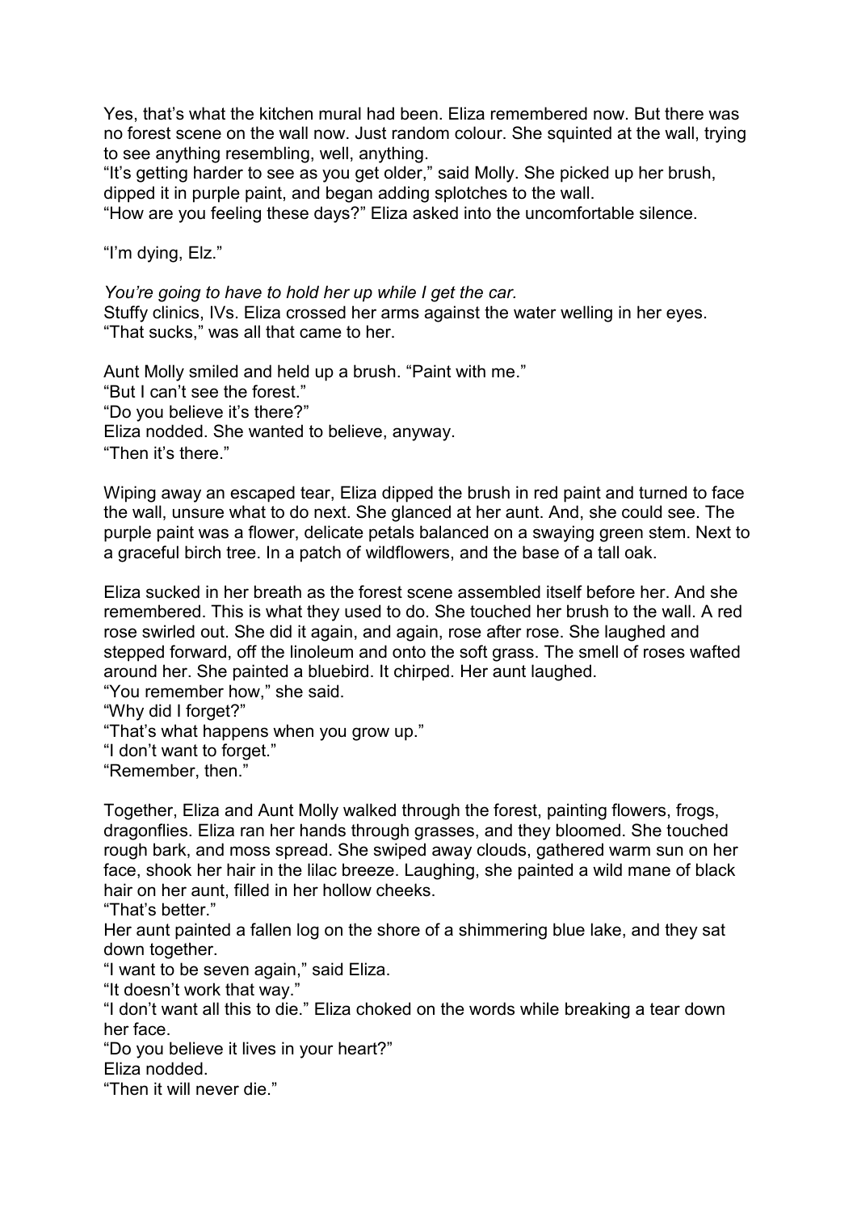Yes, that's what the kitchen mural had been. Eliza remembered now. But there was no forest scene on the wall now. Just random colour. She squinted at the wall, trying to see anything resembling, well, anything.

"It's getting harder to see as you get older," said Molly. She picked up her brush, dipped it in purple paint, and began adding splotches to the wall.

"How are you feeling these days?" Eliza asked into the uncomfortable silence.

"I'm dying, Elz."

*You're going to have to hold her up while I get the car.*

Stuffy clinics, IVs. Eliza crossed her arms against the water welling in her eyes. "That sucks," was all that came to her.

Aunt Molly smiled and held up a brush. "Paint with me."

"But I can't see the forest."

"Do you believe it's there?"

Eliza nodded. She wanted to believe, anyway.

"Then it's there."

Wiping away an escaped tear, Eliza dipped the brush in red paint and turned to face the wall, unsure what to do next. She glanced at her aunt. And, she could see. The purple paint was a flower, delicate petals balanced on a swaying green stem. Next to a graceful birch tree. In a patch of wildflowers, and the base of a tall oak.

Eliza sucked in her breath as the forest scene assembled itself before her. And she remembered. This is what they used to do. She touched her brush to the wall. A red rose swirled out. She did it again, and again, rose after rose. She laughed and stepped forward, off the linoleum and onto the soft grass. The smell of roses wafted around her. She painted a bluebird. It chirped. Her aunt laughed.

"You remember how," she said.

"Why did I forget?"

"That's what happens when you grow up."

"I don't want to forget."

"Remember, then."

Together, Eliza and Aunt Molly walked through the forest, painting flowers, frogs, dragonflies. Eliza ran her hands through grasses, and they bloomed. She touched rough bark, and moss spread. She swiped away clouds, gathered warm sun on her face, shook her hair in the lilac breeze. Laughing, she painted a wild mane of black hair on her aunt, filled in her hollow cheeks.

"That's better."

Her aunt painted a fallen log on the shore of a shimmering blue lake, and they sat down together.

"I want to be seven again," said Eliza.

"It doesn't work that way."

"I don't want all this to die." Eliza choked on the words while breaking a tear down her face.

"Do you believe it lives in your heart?"

Eliza nodded.

"Then it will never die."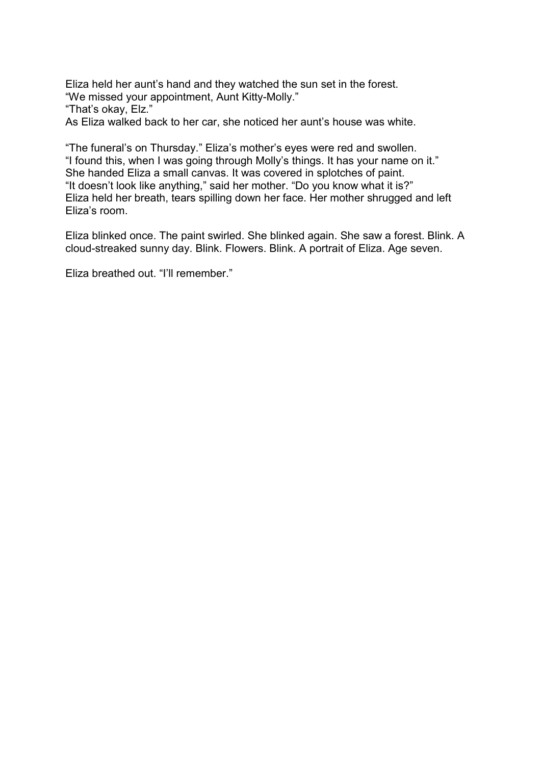Eliza held her aunt's hand and they watched the sun set in the forest.
"We missed your appointment, Aunt Kitty-Molly."
"That's okay, Elz."
As Eliza walked back to her car, she noticed her aunt's house was white.

"The funeral's on Thursday." Eliza's mother's eyes were red and swollen.
"I found this, when I was going through Molly's things. It has your name on it."
She handed Eliza a small canvas. It was covered in splotches of paint.
"It doesn't look like anything," said her mother. "Do you know what it is?"
Eliza held her breath, tears spilling down her face. Her mother shrugged and left Eliza's room.

Eliza blinked once. The paint swirled. She blinked again. She saw a forest. Blink. A cloud-streaked sunny day. Blink. Flowers. Blink. A portrait of Eliza. Age seven.

Eliza breathed out. "I'll remember."